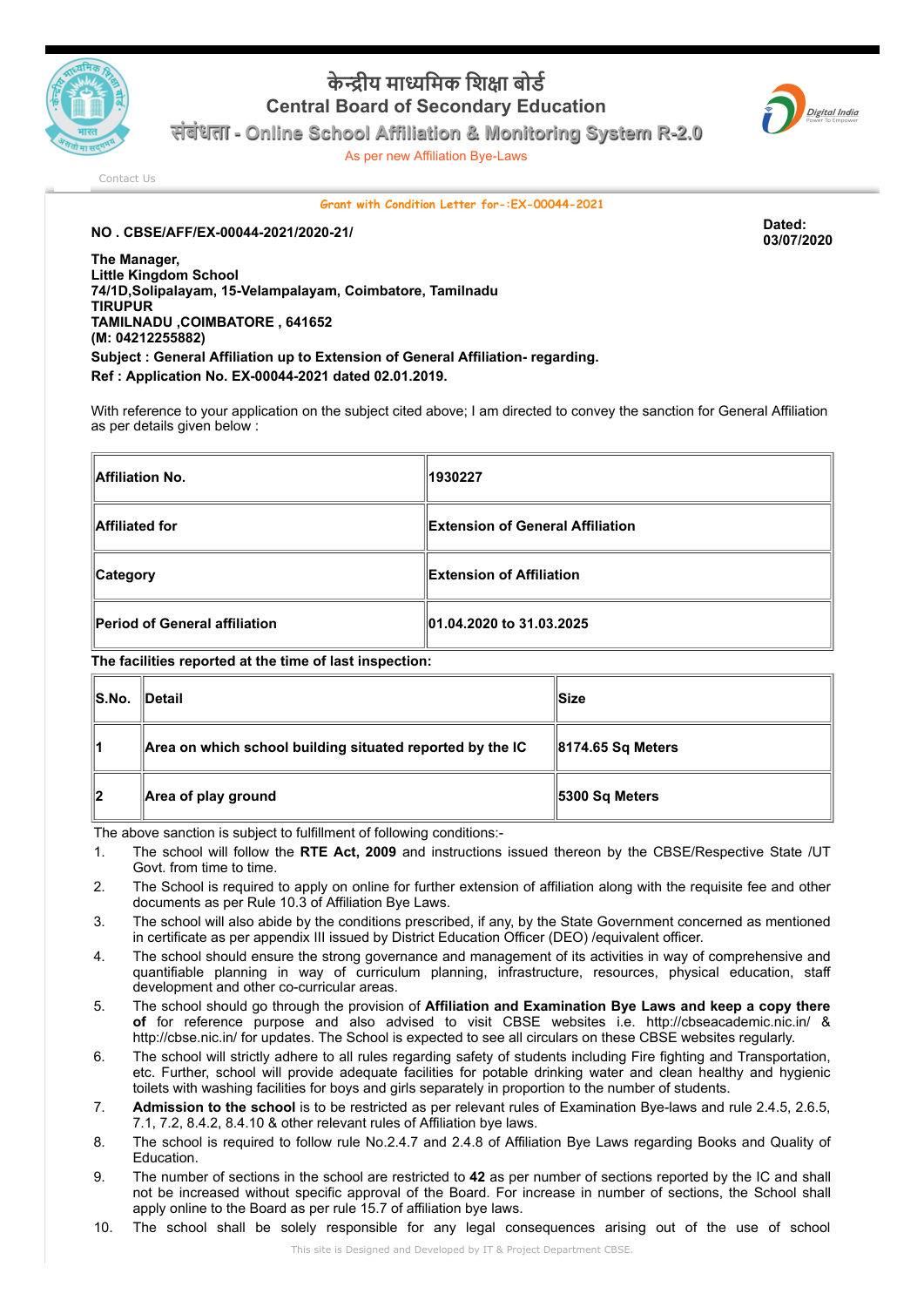# केन्द्रीय माध्यमिक शिक्षा बोर्ड
## Central Board of Secondary Education
### संबंधता - Online School Affiliation & Monitoring System R-2.0

As per new Affiliation Bye-Laws

Contact Us

**Grant with Condition Letter for-:EX-00044-2021**

**NO . CBSE/AFF/EX-00044-2021/2020-21/**

**Dated: 03/07/2020**

**The Manager,**
**Little Kingdom School**
**74/1D,Solipalayam, 15-Velampalayam, Coimbatore, Tamilnadu**
**TIRUPUR**
**TAMILNADU ,COIMBATORE , 641652**
**(M: 04212255882)**

**Subject : General Affiliation up to Extension of General Affiliation- regarding.**

**Ref : Application No. EX-00044-2021 dated 02.01.2019.**

With reference to your application on the subject cited above; I am directed to convey the sanction for General Affiliation as per details given below :

| | |
|---|---|
| **Affiliation No.** | **1930227** |
| **Affiliated for** | **Extension of General Affiliation** |
| **Category** | **Extension of Affiliation** |
| **Period of General affiliation** | **01.04.2020 to 31.03.2025** |

**The facilities reported at the time of last inspection:**

| S.No. | Detail | Size |
|---|---|---|
| 1 | Area on which school building situated reported by the IC | 8174.65 Sq Meters |
| 2 | Area of play ground | 5300 Sq Meters |

The above sanction is subject to fulfillment of following conditions:-

1. The school will follow the **RTE Act, 2009** and instructions issued thereon by the CBSE/Respective State /UT Govt. from time to time.
2. The School is required to apply on online for further extension of affiliation along with the requisite fee and other documents as per Rule 10.3 of Affiliation Bye Laws.
3. The school will also abide by the conditions prescribed, if any, by the State Government concerned as mentioned in certificate as per appendix III issued by District Education Officer (DEO) /equivalent officer.
4. The school should ensure the strong governance and management of its activities in way of comprehensive and quantifiable planning in way of curriculum planning, infrastructure, resources, physical education, staff development and other co-curricular areas.
5. The school should go through the provision of **Affiliation and Examination Bye Laws and keep a copy there of** for reference purpose and also advised to visit CBSE websites i.e. http://cbseacademic.nic.in/ & http://cbse.nic.in/ for updates. The School is expected to see all circulars on these CBSE websites regularly.
6. The school will strictly adhere to all rules regarding safety of students including Fire fighting and Transportation, etc. Further, school will provide adequate facilities for potable drinking water and clean healthy and hygienic toilets with washing facilities for boys and girls separately in proportion to the number of students.
7. **Admission to the school** is to be restricted as per relevant rules of Examination Bye-laws and rule 2.4.5, 2.6.5, 7.1, 7.2, 8.4.2, 8.4.10 & other relevant rules of Affiliation bye laws.
8. The school is required to follow rule No.2.4.7 and 2.4.8 of Affiliation Bye Laws regarding Books and Quality of Education.
9. The number of sections in the school are restricted to **42** as per number of sections reported by the IC and shall not be increased without specific approval of the Board. For increase in number of sections, the School shall apply online to the Board as per rule 15.7 of affiliation bye laws.
10. The school shall be solely responsible for any legal consequences arising out of the use of school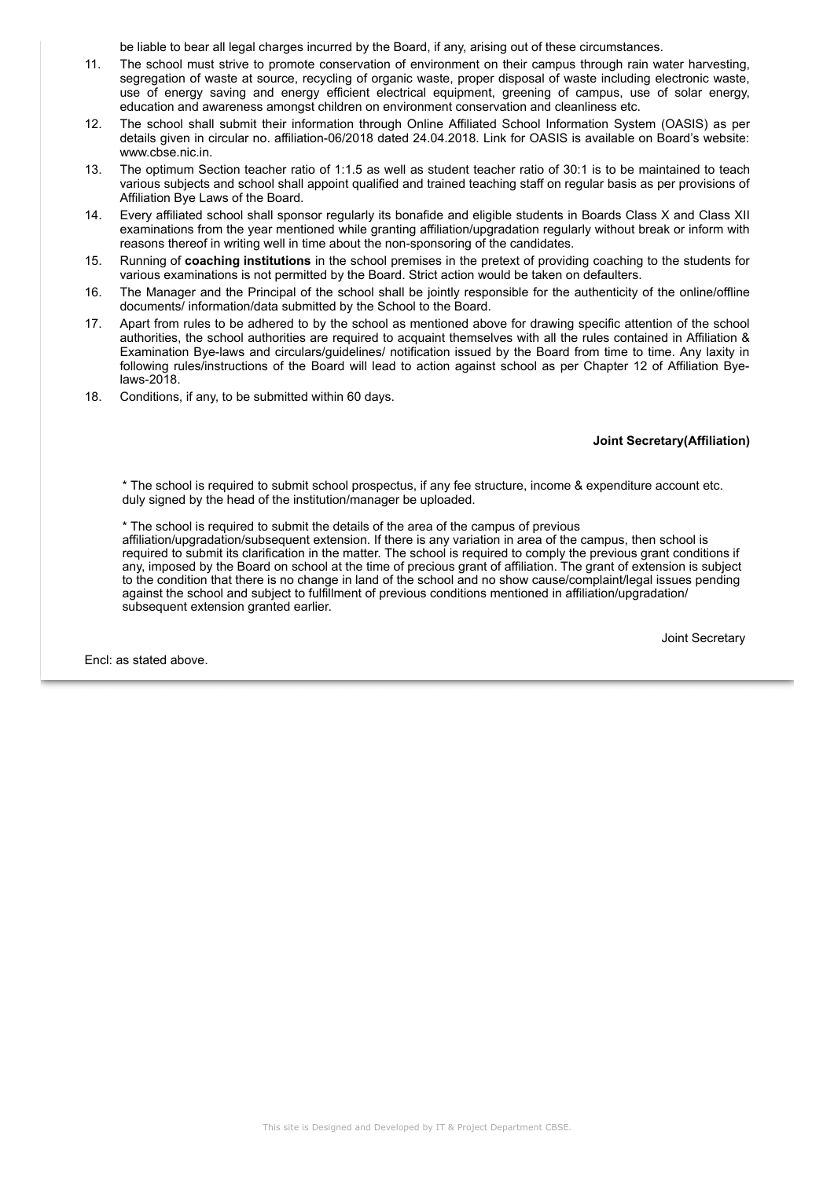be liable to bear all legal charges incurred by the Board, if any, arising out of these circumstances.

11. The school must strive to promote conservation of environment on their campus through rain water harvesting, segregation of waste at source, recycling of organic waste, proper disposal of waste including electronic waste, use of energy saving and energy efficient electrical equipment, greening of campus, use of solar energy, education and awareness amongst children on environment conservation and cleanliness etc.
12. The school shall submit their information through Online Affiliated School Information System (OASIS) as per details given in circular no. affiliation-06/2018 dated 24.04.2018. Link for OASIS is available on Board's website: www.cbse.nic.in.
13. The optimum Section teacher ratio of 1:1.5 as well as student teacher ratio of 30:1 is to be maintained to teach various subjects and school shall appoint qualified and trained teaching staff on regular basis as per provisions of Affiliation Bye Laws of the Board.
14. Every affiliated school shall sponsor regularly its bonafide and eligible students in Boards Class X and Class XII examinations from the year mentioned while granting affiliation/upgradation regularly without break or inform with reasons thereof in writing well in time about the non-sponsoring of the candidates.
15. Running of **coaching institutions** in the school premises in the pretext of providing coaching to the students for various examinations is not permitted by the Board. Strict action would be taken on defaulters.
16. The Manager and the Principal of the school shall be jointly responsible for the authenticity of the online/offline documents/ information/data submitted by the School to the Board.
17. Apart from rules to be adhered to by the school as mentioned above for drawing specific attention of the school authorities, the school authorities are required to acquaint themselves with all the rules contained in Affiliation & Examination Bye-laws and circulars/guidelines/ notification issued by the Board from time to time. Any laxity in following rules/instructions of the Board will lead to action against school as per Chapter 12 of Affiliation Bye-laws-2018.
18. Conditions, if any, to be submitted within 60 days.

**Joint Secretary(Affiliation)**

* The school is required to submit school prospectus, if any fee structure, income & expenditure account etc. duly signed by the head of the institution/manager be uploaded.

* The school is required to submit the details of the area of the campus of previous affiliation/upgradation/subsequent extension. If there is any variation in area of the campus, then school is required to submit its clarification in the matter. The school is required to comply the previous grant conditions if any, imposed by the Board on school at the time of precious grant of affiliation. The grant of extension is subject to the condition that there is no change in land of the school and no show cause/complaint/legal issues pending against the school and subject to fulfillment of previous conditions mentioned in affiliation/upgradation/ subsequent extension granted earlier.

Joint Secretary

Encl: as stated above.